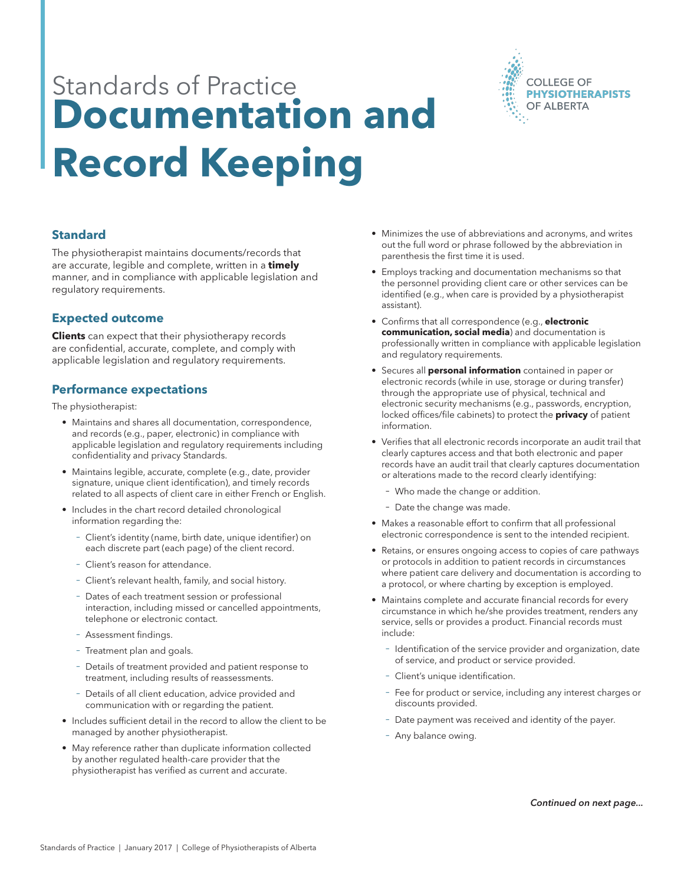Standards of Practice

# Documentation and Record Keeping

COLLEGE OF **PHYSIOTHERAPISTS** OF ALBERTA

## Standard

The physiotherapist maintains documents/records that are accurate, legible and complete, written in a **timely** manner, and in compliance with applicable legislation and regulatory requirements.

## Expected outcome

**Clients** can expect that their physiotherapy records are confidential, accurate, complete, and comply with applicable legislation and regulatory requirements.

## Performance expectations

The physiotherapist:

- Maintains and shares all documentation, correspondence, and records (e.g., paper, electronic) in compliance with applicable legislation and regulatory requirements including confidentiality and privacy Standards.
- Maintains legible, accurate, complete (e.g., date, provider signature, unique client identification), and timely records related to all aspects of client care in either French or English.
- Includes in the chart record detailed chronological information regarding the:
  - Client's identity (name, birth date, unique identifier) on each discrete part (each page) of the client record.
  - Client's reason for attendance.
  - Client's relevant health, family, and social history.
  - Dates of each treatment session or professional interaction, including missed or cancelled appointments, telephone or electronic contact.
  - Assessment findings.
  - Treatment plan and goals.
  - Details of treatment provided and patient response to treatment, including results of reassessments.
  - Details of all client education, advice provided and communication with or regarding the patient.
- Includes sufficient detail in the record to allow the client to be managed by another physiotherapist.
- May reference rather than duplicate information collected by another regulated health-care provider that the physiotherapist has verified as current and accurate.
- Minimizes the use of abbreviations and acronyms, and writes out the full word or phrase followed by the abbreviation in parenthesis the first time it is used.
- Employs tracking and documentation mechanisms so that the personnel providing client care or other services can be identified (e.g., when care is provided by a physiotherapist assistant).
- Confirms that all correspondence (e.g., **electronic communication, social media**) and documentation is professionally written in compliance with applicable legislation and regulatory requirements.
- Secures all **personal information** contained in paper or electronic records (while in use, storage or during transfer) through the appropriate use of physical, technical and electronic security mechanisms (e.g., passwords, encryption, locked offices/file cabinets) to protect the **privacy** of patient information.
- Verifies that all electronic records incorporate an audit trail that clearly captures access and that both electronic and paper records have an audit trail that clearly captures documentation or alterations made to the record clearly identifying:
  - Who made the change or addition.
  - Date the change was made.
- Makes a reasonable effort to confirm that all professional electronic correspondence is sent to the intended recipient.
- Retains, or ensures ongoing access to copies of care pathways or protocols in addition to patient records in circumstances where patient care delivery and documentation is according to a protocol, or where charting by exception is employed.
- Maintains complete and accurate financial records for every circumstance in which he/she provides treatment, renders any service, sells or provides a product. Financial records must include:
  - Identification of the service provider and organization, date of service, and product or service provided.
  - Client's unique identification.
  - Fee for product or service, including any interest charges or discounts provided.
  - Date payment was received and identity of the payer.
  - Any balance owing.

*Continued on next page...*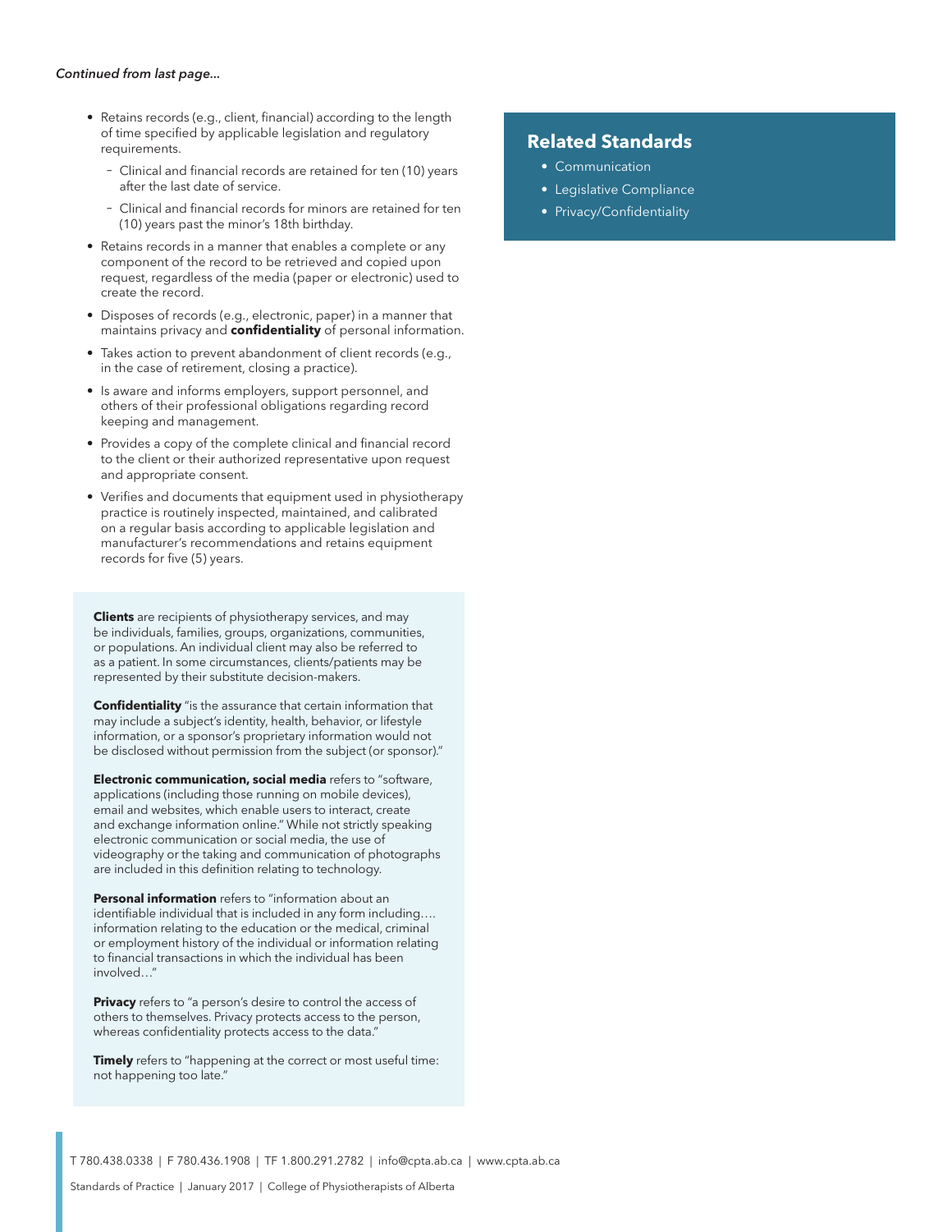*Continued from last page...*

- Retains records (e.g., client, financial) according to the length of time specified by applicable legislation and regulatory requirements.
  - Clinical and financial records are retained for ten (10) years after the last date of service.
  - Clinical and financial records for minors are retained for ten (10) years past the minor's 18th birthday.
- Retains records in a manner that enables a complete or any component of the record to be retrieved and copied upon request, regardless of the media (paper or electronic) used to create the record.
- Disposes of records (e.g., electronic, paper) in a manner that maintains privacy and **confidentiality** of personal information.
- Takes action to prevent abandonment of client records (e.g., in the case of retirement, closing a practice).
- Is aware and informs employers, support personnel, and others of their professional obligations regarding record keeping and management.
- Provides a copy of the complete clinical and financial record to the client or their authorized representative upon request and appropriate consent.
- Verifies and documents that equipment used in physiotherapy practice is routinely inspected, maintained, and calibrated on a regular basis according to applicable legislation and manufacturer's recommendations and retains equipment records for five (5) years.

**Clients** are recipients of physiotherapy services, and may be individuals, families, groups, organizations, communities, or populations. An individual client may also be referred to as a patient. In some circumstances, clients/patients may be represented by their substitute decision-makers.

**Confidentiality** "is the assurance that certain information that may include a subject's identity, health, behavior, or lifestyle information, or a sponsor's proprietary information would not be disclosed without permission from the subject (or sponsor)."

**Electronic communication, social media** refers to "software, applications (including those running on mobile devices), email and websites, which enable users to interact, create and exchange information online." While not strictly speaking electronic communication or social media, the use of videography or the taking and communication of photographs are included in this definition relating to technology.

**Personal information** refers to "information about an identifiable individual that is included in any form including…. information relating to the education or the medical, criminal or employment history of the individual or information relating to financial transactions in which the individual has been involved…"

**Privacy** refers to "a person's desire to control the access of others to themselves. Privacy protects access to the person, whereas confidentiality protects access to the data."

**Timely** refers to "happening at the correct or most useful time: not happening too late."

## Related Standards

- Communication
- Legislative Compliance
- Privacy/Confidentiality